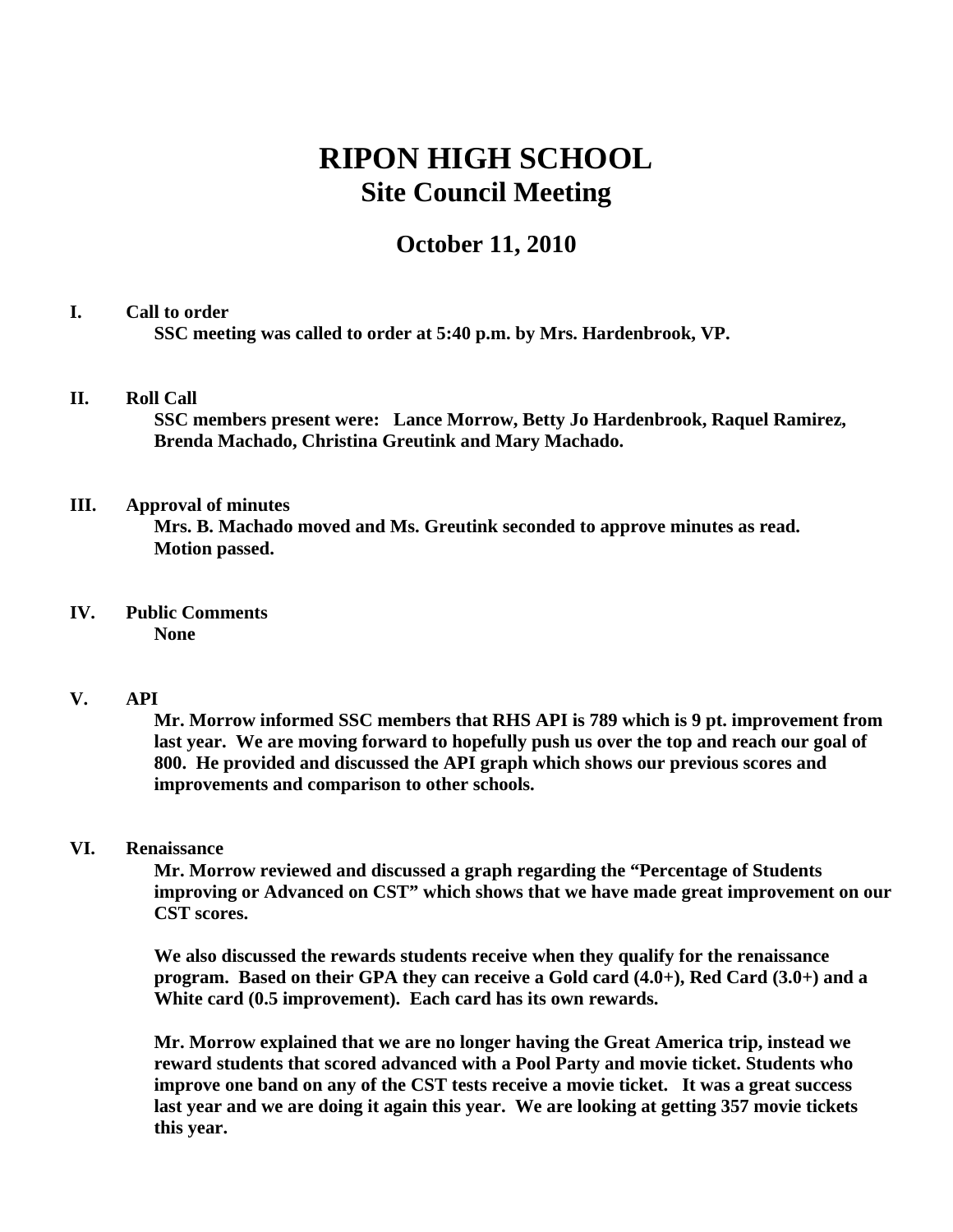# RIPON HIGH SCHOOL
## Site Council Meeting

### October 11, 2010

**I. Call to order**

**SSC meeting was called to order at 5:40 p.m. by Mrs. Hardenbrook, VP.**

**II. Roll Call**

**SSC members present were: Lance Morrow, Betty Jo Hardenbrook, Raquel Ramirez, Brenda Machado, Christina Greutink and Mary Machado.**

**III. Approval of minutes**

**Mrs. B. Machado moved and Ms. Greutink seconded to approve minutes as read. Motion passed.**

**IV. Public Comments**

**None**

**V. API**

**Mr. Morrow informed SSC members that RHS API is 789 which is 9 pt. improvement from last year. We are moving forward to hopefully push us over the top and reach our goal of 800. He provided and discussed the API graph which shows our previous scores and improvements and comparison to other schools.**

**VI. Renaissance**

**Mr. Morrow reviewed and discussed a graph regarding the "Percentage of Students improving or Advanced on CST" which shows that we have made great improvement on our CST scores.**

**We also discussed the rewards students receive when they qualify for the renaissance program. Based on their GPA they can receive a Gold card (4.0+), Red Card (3.0+) and a White card (0.5 improvement). Each card has its own rewards.**

**Mr. Morrow explained that we are no longer having the Great America trip, instead we reward students that scored advanced with a Pool Party and movie ticket. Students who improve one band on any of the CST tests receive a movie ticket. It was a great success last year and we are doing it again this year. We are looking at getting 357 movie tickets this year.**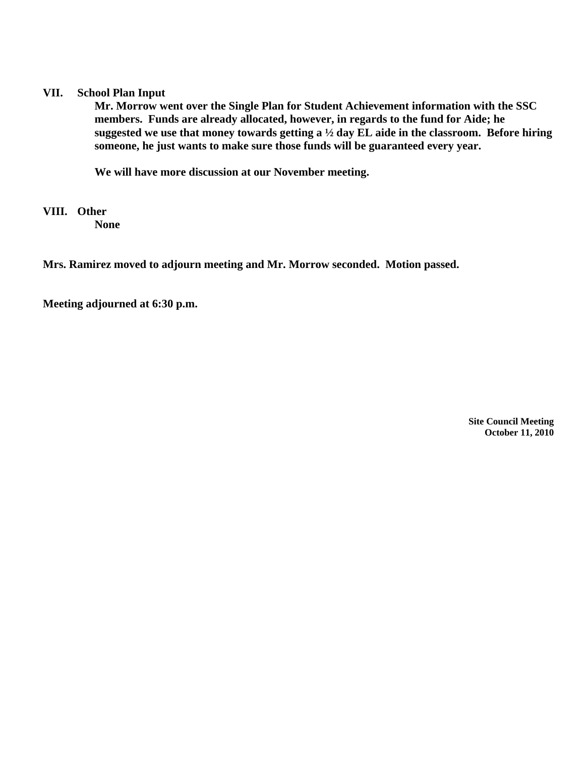**VII. School Plan Input**

**Mr. Morrow went over the Single Plan for Student Achievement information with the SSC members. Funds are already allocated, however, in regards to the fund for Aide; he suggested we use that money towards getting a ½ day EL aide in the classroom. Before hiring someone, he just wants to make sure those funds will be guaranteed every year.**

**We will have more discussion at our November meeting.**

**VIII. Other**

**None**

**Mrs. Ramirez moved to adjourn meeting and Mr. Morrow seconded. Motion passed.**

**Meeting adjourned at 6:30 p.m.**